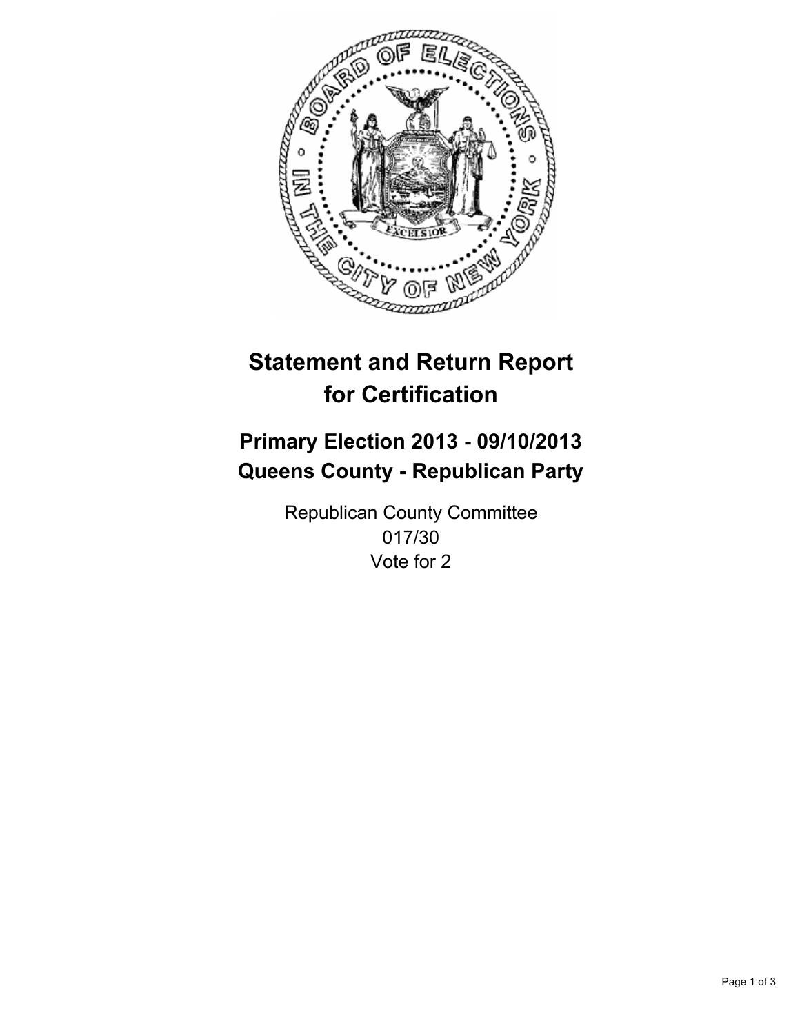# Statement and Return Report for Certification

## Primary Election 2013 - 09/10/2013
## Queens County - Republican Party

Republican County Committee
017/30
Vote for 2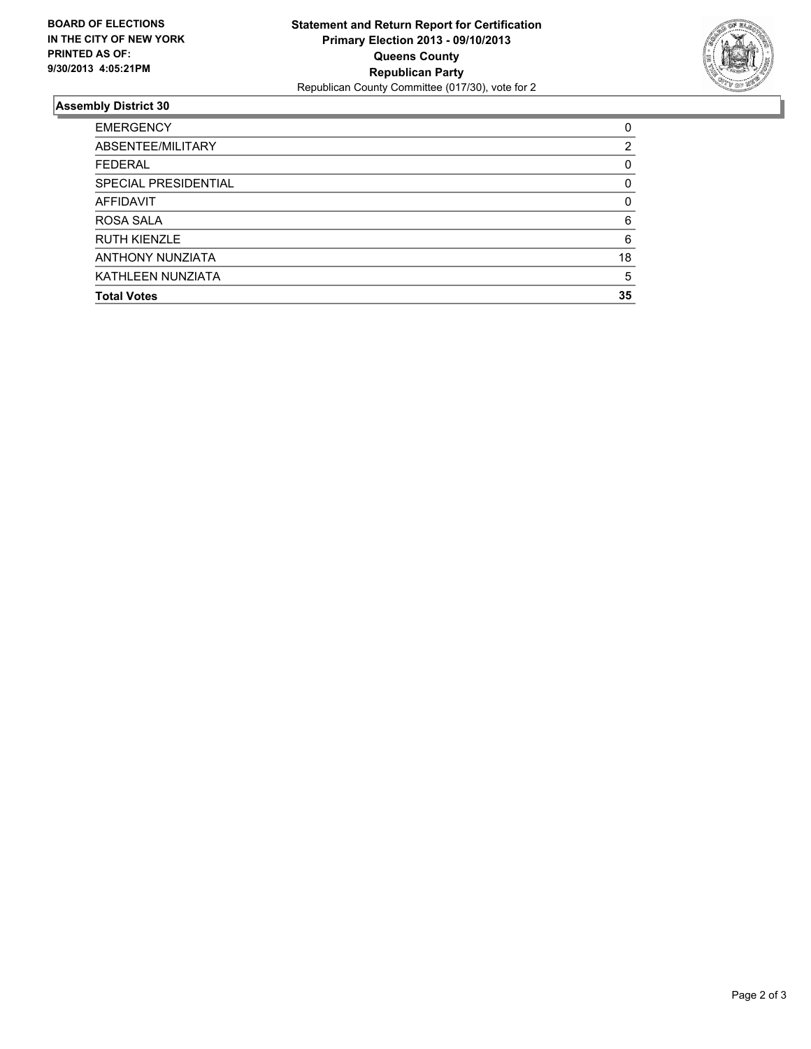**BOARD OF ELECTIONS IN THE CITY OF NEW YORK PRINTED AS OF: 9/30/2013 4:05:21PM**

**Statement and Return Report for Certification**
**Primary Election 2013 - 09/10/2013**
**Queens County**
**Republican Party**
Republican County Committee (017/30), vote for 2

## Assembly District 30

| | |
|---|---|
| EMERGENCY | 0 |
| ABSENTEE/MILITARY | 2 |
| FEDERAL | 0 |
| SPECIAL PRESIDENTIAL | 0 |
| AFFIDAVIT | 0 |
| ROSA SALA | 6 |
| RUTH KIENZLE | 6 |
| ANTHONY NUNZIATA | 18 |
| KATHLEEN NUNZIATA | 5 |
| **Total Votes** | **35** |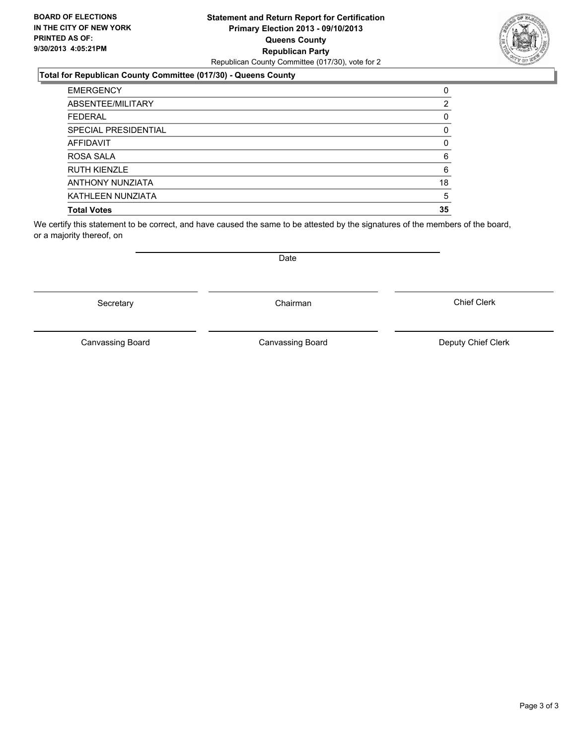**BOARD OF ELECTIONS IN THE CITY OF NEW YORK PRINTED AS OF: 9/30/2013 4:05:21PM**

**Statement and Return Report for Certification**
**Primary Election 2013 - 09/10/2013**
**Queens County**
**Republican Party**
Republican County Committee (017/30), vote for 2

**Total for Republican County Committee (017/30) - Queens County**

| | |
|---|---|
| EMERGENCY | 0 |
| ABSENTEE/MILITARY | 2 |
| FEDERAL | 0 |
| SPECIAL PRESIDENTIAL | 0 |
| AFFIDAVIT | 0 |
| ROSA SALA | 6 |
| RUTH KIENZLE | 6 |
| ANTHONY NUNZIATA | 18 |
| KATHLEEN NUNZIATA | 5 |
| **Total Votes** | **35** |

We certify this statement to be correct, and have caused the same to be attested by the signatures of the members of the board, or a majority thereof, on

Date

Secretary

Chairman

Chief Clerk

Canvassing Board

Canvassing Board

Deputy Chief Clerk